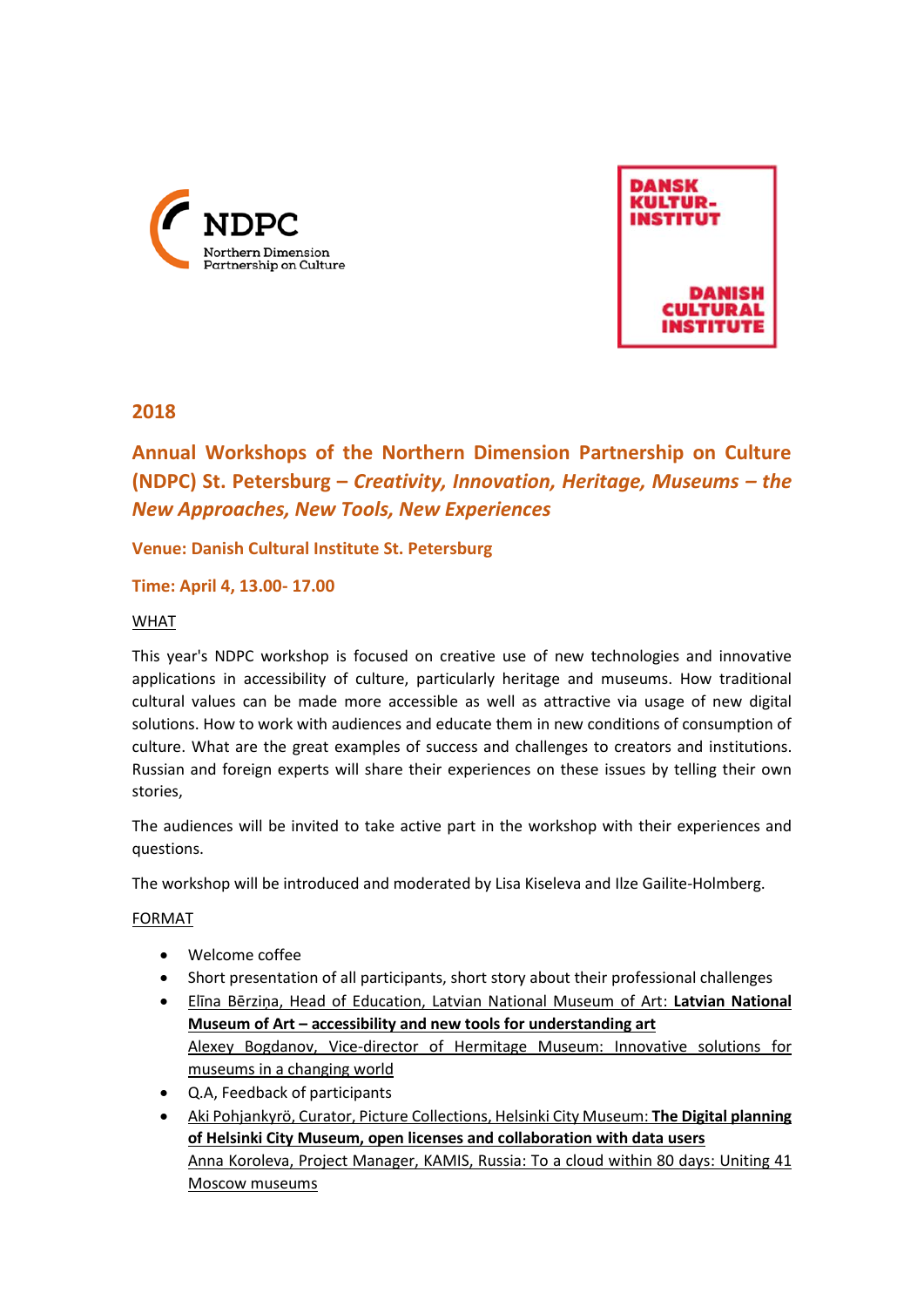NDPC
Northern Dimension
Partnership on Culture

DANSK
KULTUR-
INSTITUT

DANISH
CULTURAL
INSTITUTE

## 2018

## Annual Workshops of the Northern Dimension Partnership on Culture (NDPC) St. Petersburg – *Creativity, Innovation, Heritage, Museums – the New Approaches, New Tools, New Experiences*

**Venue: Danish Cultural Institute St. Petersburg**

**Time: April 4, 13.00- 17.00**

WHAT

This year's NDPC workshop is focused on creative use of new technologies and innovative applications in accessibility of culture, particularly heritage and museums. How traditional cultural values can be made more accessible as well as attractive via usage of new digital solutions. How to work with audiences and educate them in new conditions of consumption of culture. What are the great examples of success and challenges to creators and institutions. Russian and foreign experts will share their experiences on these issues by telling their own stories,

The audiences will be invited to take active part in the workshop with their experiences and questions.

The workshop will be introduced and moderated by Lisa Kiseleva and Ilze Gailite-Holmberg.

FORMAT

- Welcome coffee
- Short presentation of all participants, short story about their professional challenges
- Elīna Bērziņa, Head of Education, Latvian National Museum of Art: **Latvian National Museum of Art – accessibility and new tools for understanding art**
  Alexey Bogdanov, Vice-director of Hermitage Museum: Innovative solutions for museums in a changing world
- Q.A, Feedback of participants
- Aki Pohjankyrö, Curator, Picture Collections, Helsinki City Museum: **The Digital planning of Helsinki City Museum, open licenses and collaboration with data users**
  Anna Koroleva, Project Manager, KAMIS, Russia: To a cloud within 80 days: Uniting 41 Moscow museums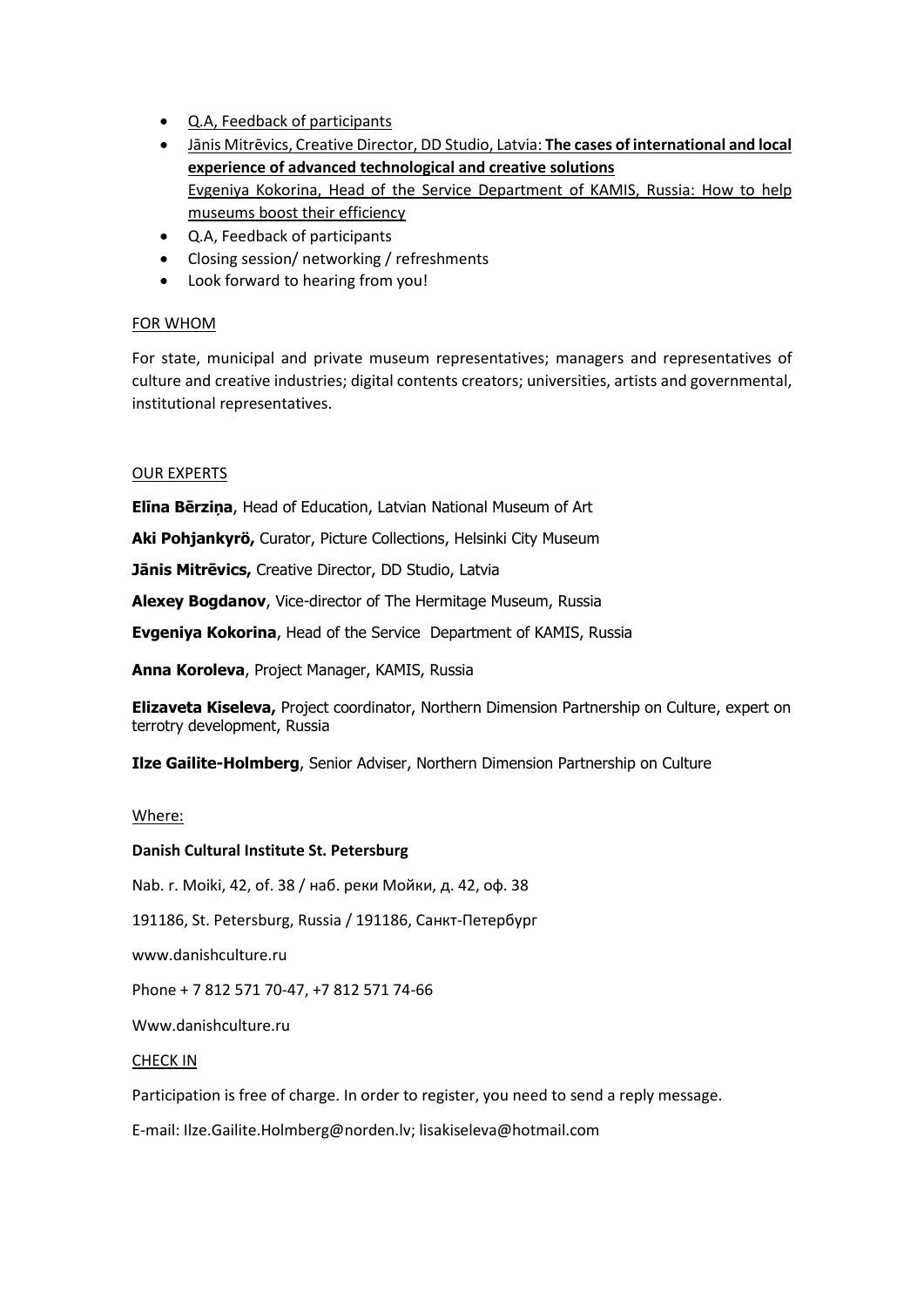- Q.A, Feedback of participants
- Jānis Mitrēvics, Creative Director, DD Studio, Latvia: **The cases of international and local experience of advanced technological and creative solutions**
  Evgeniya Kokorina, Head of the Service Department of KAMIS, Russia: How to help museums boost their efficiency
- Q.A, Feedback of participants
- Closing session/ networking / refreshments
- Look forward to hearing from you!

FOR WHOM

For state, municipal and private museum representatives; managers and representatives of culture and creative industries; digital contents creators; universities, artists and governmental, institutional representatives.

OUR EXPERTS

**Elīna Bērziņa**, Head of Education, Latvian National Museum of Art

**Aki Pohjankyrö,** Curator, Picture Collections, Helsinki City Museum

**Jānis Mitrēvics,** Creative Director, DD Studio, Latvia

**Alexey Bogdanov**, Vice-director of The Hermitage Museum, Russia

**Evgeniya Kokorina**, Head of the Service Department of KAMIS, Russia

**Anna Koroleva**, Project Manager, KAMIS, Russia

**Elizaveta Kiseleva,** Project coordinator, Northern Dimension Partnership on Culture, expert on terrotry development, Russia

**Ilze Gailite-Holmberg**, Senior Adviser, Northern Dimension Partnership on Culture

Where:

**Danish Cultural Institute St. Petersburg**

Nab. r. Moiki, 42, of. 38 / наб. реки Мойки, д. 42, оф. 38

191186, St. Petersburg, Russia / 191186, Санкт-Петербург

www.danishculture.ru

Phone + 7 812 571 70-47, +7 812 571 74-66

Www.danishculture.ru

CHECK IN

Participation is free of charge. In order to register, you need to send a reply message.

E-mail: Ilze.Gailite.Holmberg@norden.lv; lisakiseleva@hotmail.com